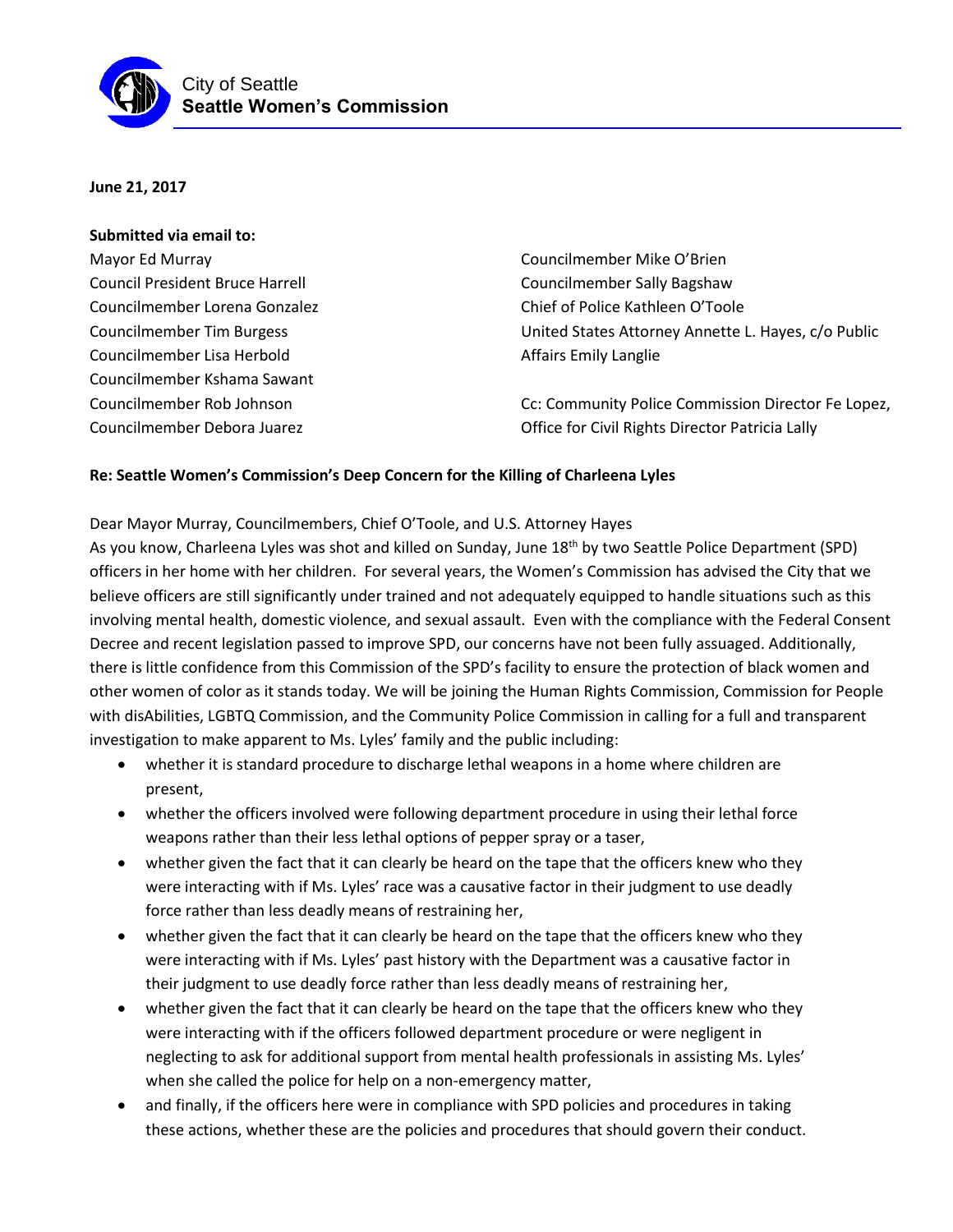City of Seattle
**Seattle Women's Commission**

**June 21, 2017**

**Submitted via email to:**

Mayor Ed Murray
Council President Bruce Harrell
Councilmember Lorena Gonzalez
Councilmember Tim Burgess
Councilmember Lisa Herbold
Councilmember Kshama Sawant
Councilmember Rob Johnson
Councilmember Debora Juarez
Councilmember Mike O'Brien
Councilmember Sally Bagshaw
Chief of Police Kathleen O'Toole
United States Attorney Annette L. Hayes, c/o Public Affairs Emily Langlie

Cc: Community Police Commission Director Fe Lopez, Office for Civil Rights Director Patricia Lally

**Re: Seattle Women's Commission's Deep Concern for the Killing of Charleena Lyles**

Dear Mayor Murray, Councilmembers, Chief O'Toole, and U.S. Attorney Hayes

As you know, Charleena Lyles was shot and killed on Sunday, June 18th by two Seattle Police Department (SPD) officers in her home with her children. For several years, the Women's Commission has advised the City that we believe officers are still significantly under trained and not adequately equipped to handle situations such as this involving mental health, domestic violence, and sexual assault. Even with the compliance with the Federal Consent Decree and recent legislation passed to improve SPD, our concerns have not been fully assuaged. Additionally, there is little confidence from this Commission of the SPD's facility to ensure the protection of black women and other women of color as it stands today. We will be joining the Human Rights Commission, Commission for People with disAbilities, LGBTQ Commission, and the Community Police Commission in calling for a full and transparent investigation to make apparent to Ms. Lyles' family and the public including:

- whether it is standard procedure to discharge lethal weapons in a home where children are present,
- whether the officers involved were following department procedure in using their lethal force weapons rather than their less lethal options of pepper spray or a taser,
- whether given the fact that it can clearly be heard on the tape that the officers knew who they were interacting with if Ms. Lyles' race was a causative factor in their judgment to use deadly force rather than less deadly means of restraining her,
- whether given the fact that it can clearly be heard on the tape that the officers knew who they were interacting with if Ms. Lyles' past history with the Department was a causative factor in their judgment to use deadly force rather than less deadly means of restraining her,
- whether given the fact that it can clearly be heard on the tape that the officers knew who they were interacting with if the officers followed department procedure or were negligent in neglecting to ask for additional support from mental health professionals in assisting Ms. Lyles' when she called the police for help on a non-emergency matter,
- and finally, if the officers here were in compliance with SPD policies and procedures in taking these actions, whether these are the policies and procedures that should govern their conduct.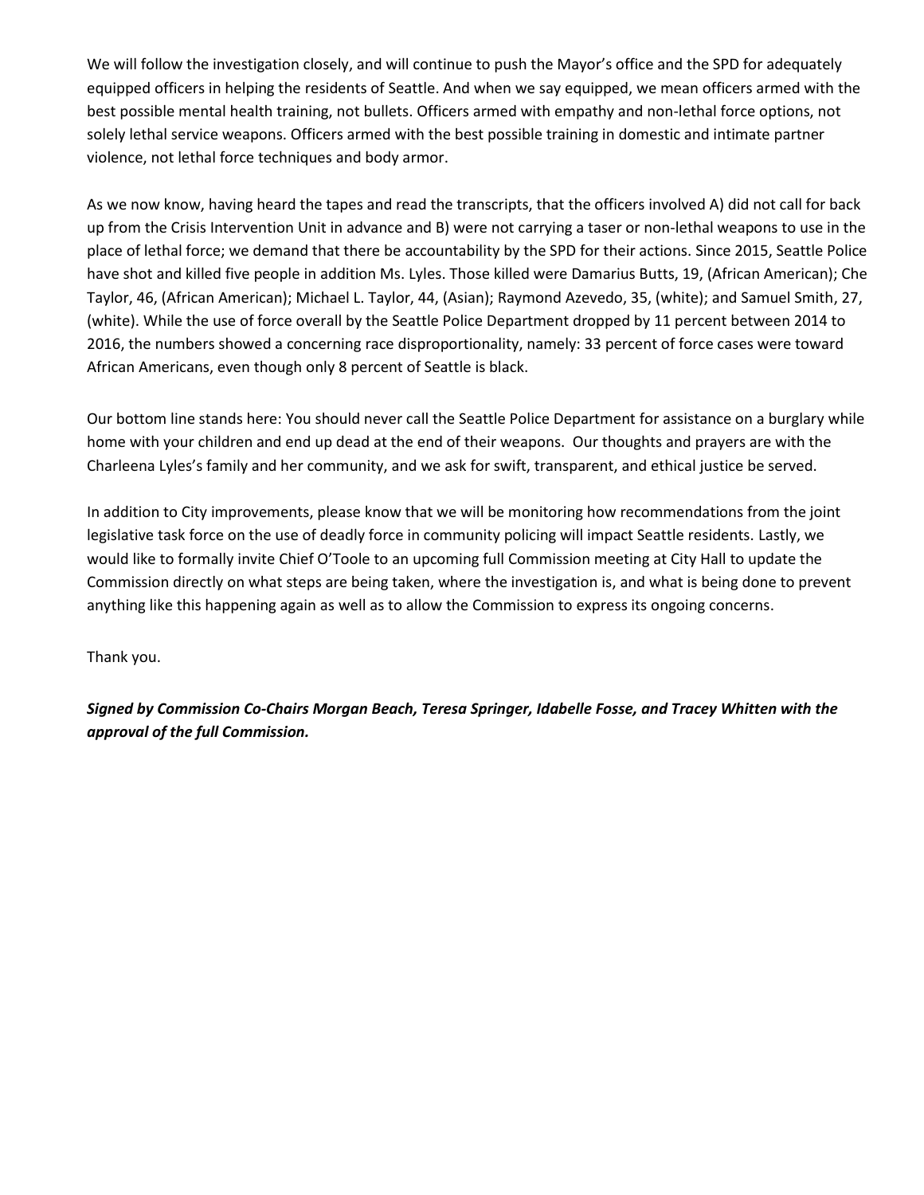We will follow the investigation closely, and will continue to push the Mayor's office and the SPD for adequately equipped officers in helping the residents of Seattle. And when we say equipped, we mean officers armed with the best possible mental health training, not bullets. Officers armed with empathy and non-lethal force options, not solely lethal service weapons. Officers armed with the best possible training in domestic and intimate partner violence, not lethal force techniques and body armor.

As we now know, having heard the tapes and read the transcripts, that the officers involved A) did not call for back up from the Crisis Intervention Unit in advance and B) were not carrying a taser or non-lethal weapons to use in the place of lethal force; we demand that there be accountability by the SPD for their actions. Since 2015, Seattle Police have shot and killed five people in addition Ms. Lyles. Those killed were Damarius Butts, 19, (African American); Che Taylor, 46, (African American); Michael L. Taylor, 44, (Asian); Raymond Azevedo, 35, (white); and Samuel Smith, 27, (white). While the use of force overall by the Seattle Police Department dropped by 11 percent between 2014 to 2016, the numbers showed a concerning race disproportionality, namely: 33 percent of force cases were toward African Americans, even though only 8 percent of Seattle is black.

Our bottom line stands here: You should never call the Seattle Police Department for assistance on a burglary while home with your children and end up dead at the end of their weapons. Our thoughts and prayers are with the Charleena Lyles's family and her community, and we ask for swift, transparent, and ethical justice be served.

In addition to City improvements, please know that we will be monitoring how recommendations from the joint legislative task force on the use of deadly force in community policing will impact Seattle residents. Lastly, we would like to formally invite Chief O'Toole to an upcoming full Commission meeting at City Hall to update the Commission directly on what steps are being taken, where the investigation is, and what is being done to prevent anything like this happening again as well as to allow the Commission to express its ongoing concerns.

Thank you.

***Signed by Commission Co-Chairs Morgan Beach, Teresa Springer, Idabelle Fosse, and Tracey Whitten with the approval of the full Commission.***